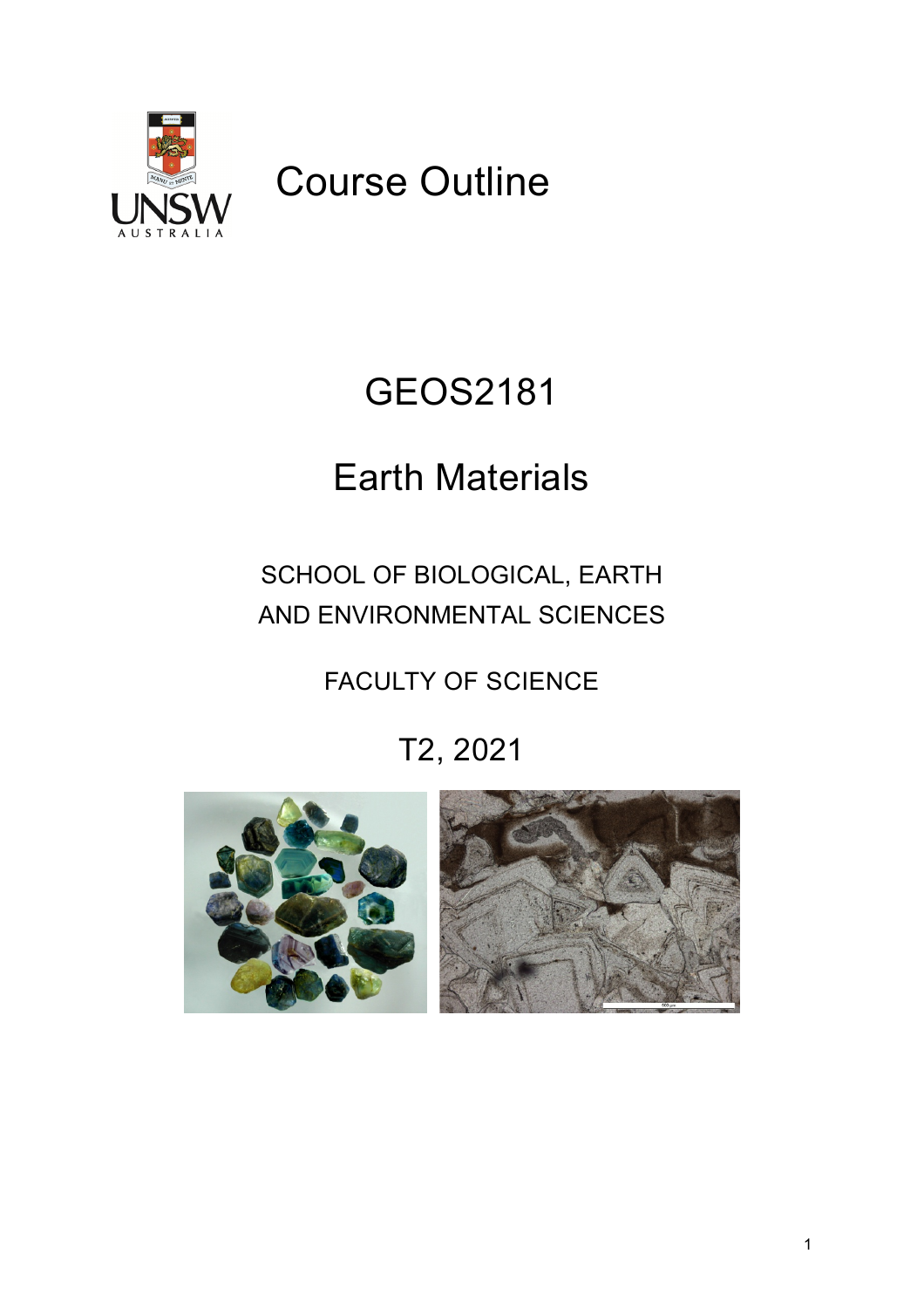# Course Outline

# GEOS2181

# Earth Materials

SCHOOL OF BIOLOGICAL, EARTH AND ENVIRONMENTAL SCIENCES

FACULTY OF SCIENCE

T2, 2021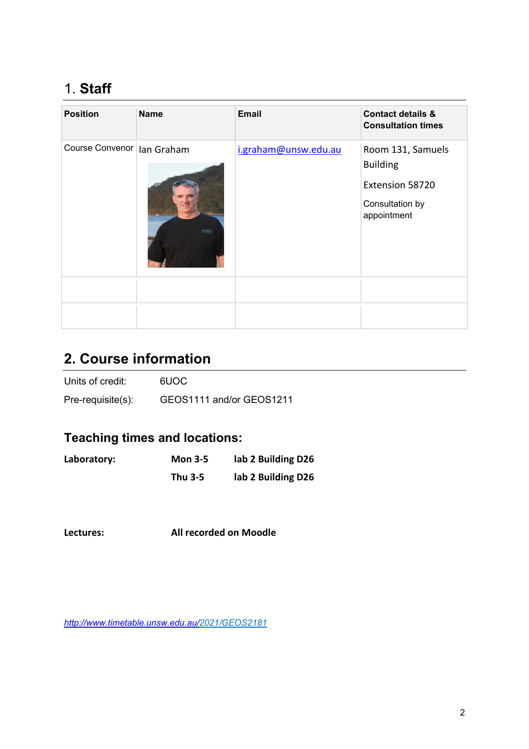## 1. Staff

| Position | Name | Email | Contact details & Consultation times |
|---|---|---|---|
| Course Convenor | Ian Graham | i.graham@unsw.edu.au | Room 131, Samuels Building<br>Extension 58720<br>Consultation by appointment |
| | | | |
| | | | |

## 2. Course information

Units of credit: 6UOC

Pre-requisite(s): GEOS1111 and/or GEOS1211

### Teaching times and locations:

| | | |
|---|---|---|
| **Laboratory:** | **Mon 3-5** | **lab 2 Building D26** |
| | **Thu 3-5** | **lab 2 Building D26** |
| **Lectures:** | **All recorded on Moodle** | |

*http://www.timetable.unsw.edu.au/2021/GEOS2181*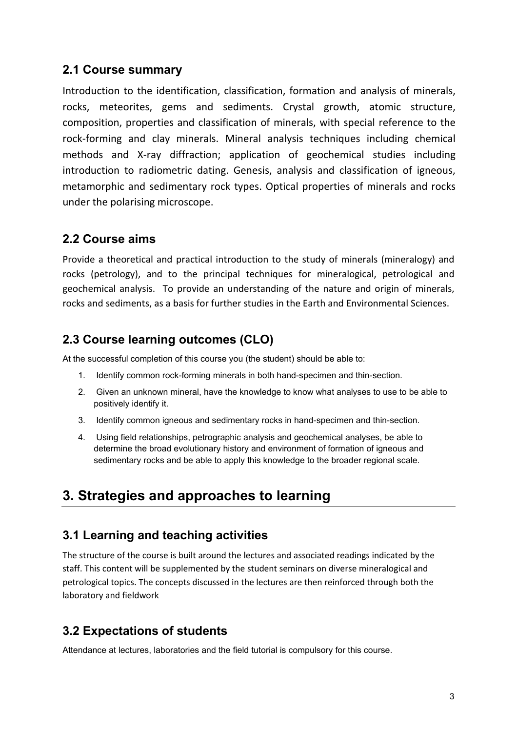## 2.1 Course summary

Introduction to the identification, classification, formation and analysis of minerals, rocks, meteorites, gems and sediments. Crystal growth, atomic structure, composition, properties and classification of minerals, with special reference to the rock-forming and clay minerals. Mineral analysis techniques including chemical methods and X-ray diffraction; application of geochemical studies including introduction to radiometric dating. Genesis, analysis and classification of igneous, metamorphic and sedimentary rock types. Optical properties of minerals and rocks under the polarising microscope.

## 2.2 Course aims

Provide a theoretical and practical introduction to the study of minerals (mineralogy) and rocks (petrology), and to the principal techniques for mineralogical, petrological and geochemical analysis. To provide an understanding of the nature and origin of minerals, rocks and sediments, as a basis for further studies in the Earth and Environmental Sciences.

## 2.3 Course learning outcomes (CLO)

At the successful completion of this course you (the student) should be able to:

1. Identify common rock-forming minerals in both hand-specimen and thin-section.
2. Given an unknown mineral, have the knowledge to know what analyses to use to be able to positively identify it.
3. Identify common igneous and sedimentary rocks in hand-specimen and thin-section.
4. Using field relationships, petrographic analysis and geochemical analyses, be able to determine the broad evolutionary history and environment of formation of igneous and sedimentary rocks and be able to apply this knowledge to the broader regional scale.

# 3. Strategies and approaches to learning

## 3.1 Learning and teaching activities

The structure of the course is built around the lectures and associated readings indicated by the staff. This content will be supplemented by the student seminars on diverse mineralogical and petrological topics. The concepts discussed in the lectures are then reinforced through both the laboratory and fieldwork

## 3.2 Expectations of students

Attendance at lectures, laboratories and the field tutorial is compulsory for this course.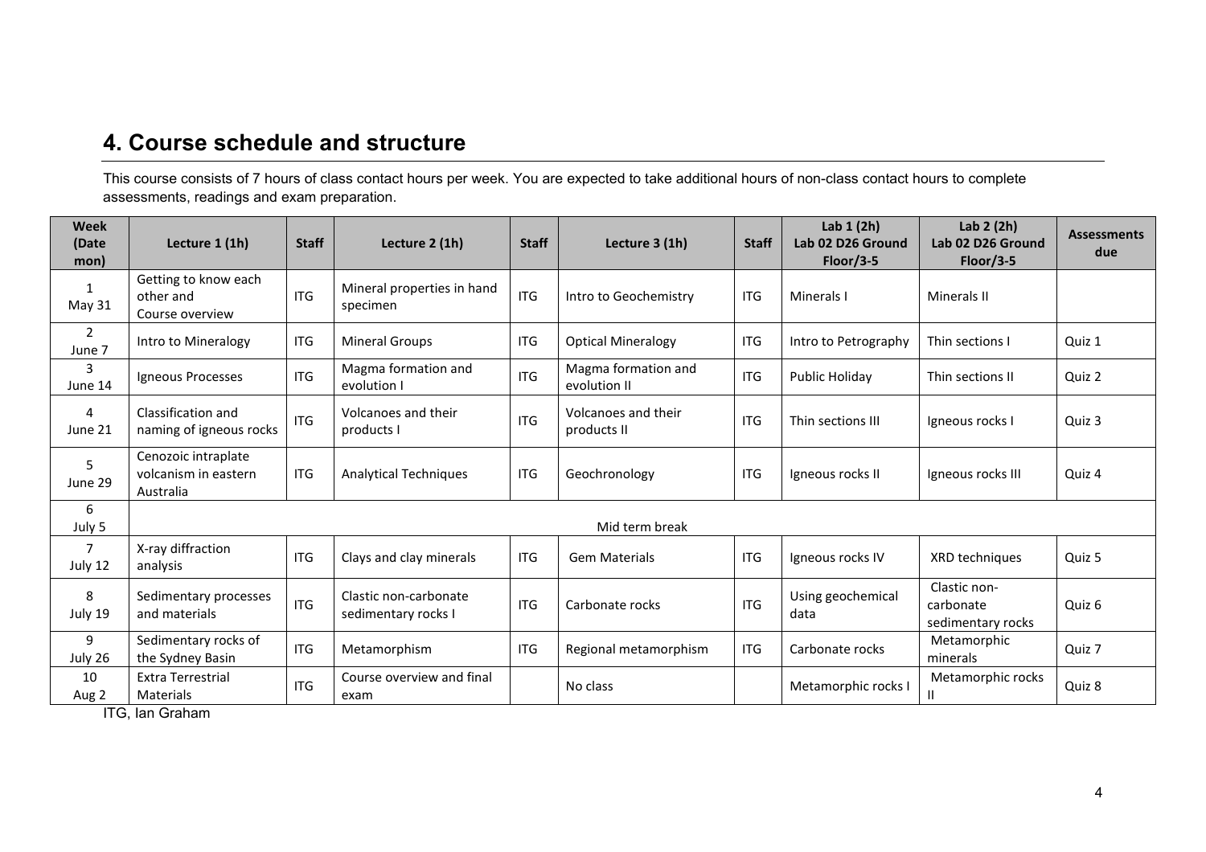## 4. Course schedule and structure

This course consists of 7 hours of class contact hours per week. You are expected to take additional hours of non-class contact hours to complete assessments, readings and exam preparation.

| Week (Date mon) | Lecture 1 (1h) | Staff | Lecture 2 (1h) | Staff | Lecture 3 (1h) | Staff | Lab 1 (2h) Lab 02 D26 Ground Floor/3-5 | Lab 2 (2h) Lab 02 D26 Ground Floor/3-5 | Assessments due |
|---|---|---|---|---|---|---|---|---|---|
| 1 May 31 | Getting to know each other and Course overview | ITG | Mineral properties in hand specimen | ITG | Intro to Geochemistry | ITG | Minerals I | Minerals II | |
| 2 June 7 | Intro to Mineralogy | ITG | Mineral Groups | ITG | Optical Mineralogy | ITG | Intro to Petrography | Thin sections I | Quiz 1 |
| 3 June 14 | Igneous Processes | ITG | Magma formation and evolution I | ITG | Magma formation and evolution II | ITG | Public Holiday | Thin sections II | Quiz 2 |
| 4 June 21 | Classification and naming of igneous rocks | ITG | Volcanoes and their products I | ITG | Volcanoes and their products II | ITG | Thin sections III | Igneous rocks I | Quiz 3 |
| 5 June 29 | Cenozoic intraplate volcanism in eastern Australia | ITG | Analytical Techniques | ITG | Geochronology | ITG | Igneous rocks II | Igneous rocks III | Quiz 4 |
| 6 July 5 | Mid term break | | | | | | | | |
| 7 July 12 | X-ray diffraction analysis | ITG | Clays and clay minerals | ITG | Gem Materials | ITG | Igneous rocks IV | XRD techniques | Quiz 5 |
| 8 July 19 | Sedimentary processes and materials | ITG | Clastic non-carbonate sedimentary rocks I | ITG | Carbonate rocks | ITG | Using geochemical data | Clastic non-carbonate sedimentary rocks | Quiz 6 |
| 9 July 26 | Sedimentary rocks of the Sydney Basin | ITG | Metamorphism | ITG | Regional metamorphism | ITG | Carbonate rocks | Metamorphic minerals | Quiz 7 |
| 10 Aug 2 | Extra Terrestrial Materials | ITG | Course overview and final exam | | No class | | Metamorphic rocks I | Metamorphic rocks II | Quiz 8 |

ITG, Ian Graham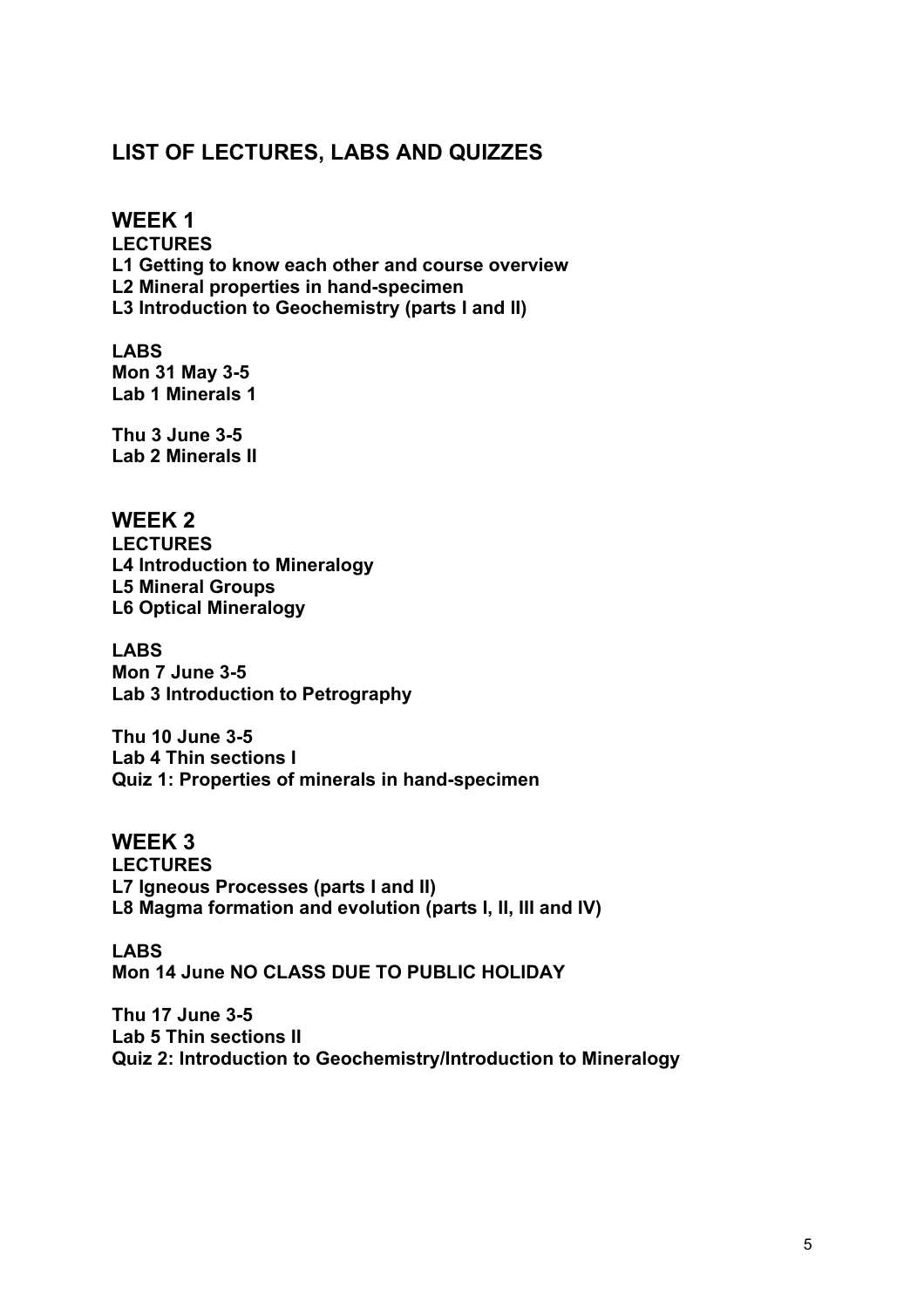## LIST OF LECTURES, LABS AND QUIZZES

### WEEK 1

**LECTURES**
**L1 Getting to know each other and course overview**
**L2 Mineral properties in hand-specimen**
**L3 Introduction to Geochemistry (parts I and II)**

**LABS**
**Mon 31 May 3-5**
**Lab 1 Minerals 1**

**Thu 3 June 3-5**
**Lab 2 Minerals II**

### WEEK 2

**LECTURES**
**L4 Introduction to Mineralogy**
**L5 Mineral Groups**
**L6 Optical Mineralogy**

**LABS**
**Mon 7 June 3-5**
**Lab 3 Introduction to Petrography**

**Thu 10 June 3-5**
**Lab 4 Thin sections I**
**Quiz 1: Properties of minerals in hand-specimen**

### WEEK 3

**LECTURES**
**L7 Igneous Processes (parts I and II)**
**L8 Magma formation and evolution (parts I, II, III and IV)**

**LABS**
**Mon 14 June NO CLASS DUE TO PUBLIC HOLIDAY**

**Thu 17 June 3-5**
**Lab 5 Thin sections II**
**Quiz 2: Introduction to Geochemistry/Introduction to Mineralogy**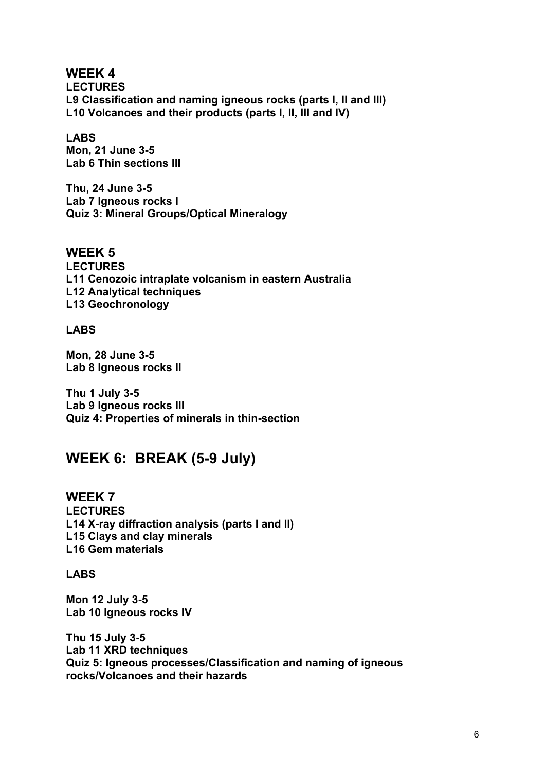## WEEK 4

**LECTURES**

**L9 Classification and naming igneous rocks (parts I, II and III)**
**L10 Volcanoes and their products (parts I, II, III and IV)**

**LABS**

**Mon, 21 June 3-5**
**Lab 6 Thin sections III**

**Thu, 24 June 3-5**
**Lab 7 Igneous rocks I**
**Quiz 3: Mineral Groups/Optical Mineralogy**

## WEEK 5

**LECTURES**

**L11 Cenozoic intraplate volcanism in eastern Australia**
**L12 Analytical techniques**
**L13 Geochronology**

**LABS**

**Mon, 28 June 3-5**
**Lab 8 Igneous rocks II**

**Thu 1 July 3-5**
**Lab 9 Igneous rocks III**
**Quiz 4: Properties of minerals in thin-section**

# WEEK 6: BREAK (5-9 July)

## WEEK 7

**LECTURES**

**L14 X-ray diffraction analysis (parts I and II)**
**L15 Clays and clay minerals**
**L16 Gem materials**

**LABS**

**Mon 12 July 3-5**
**Lab 10 Igneous rocks IV**

**Thu 15 July 3-5**
**Lab 11 XRD techniques**
**Quiz 5: Igneous processes/Classification and naming of igneous rocks/Volcanoes and their hazards**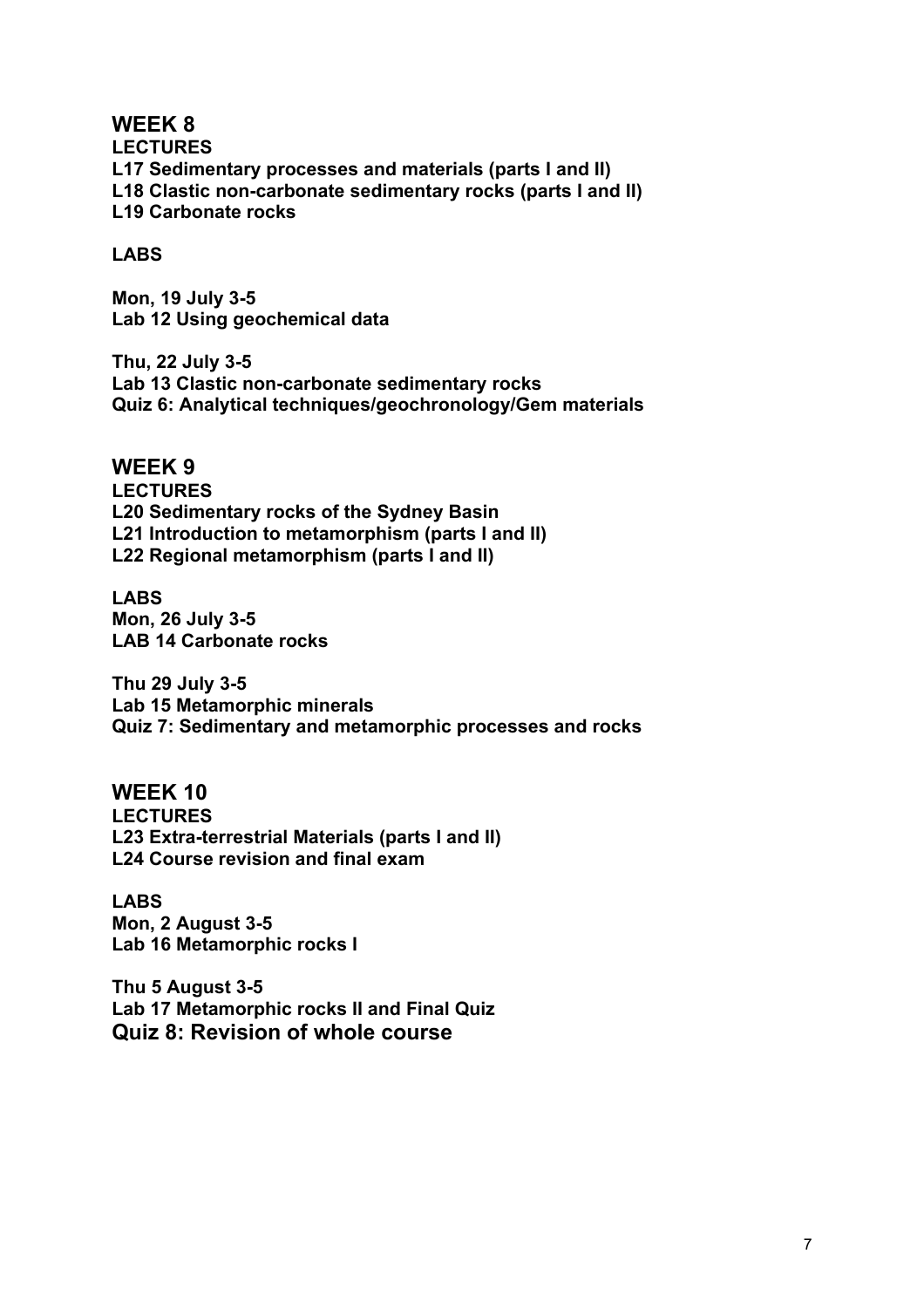## WEEK 8

**LECTURES**

**L17 Sedimentary processes and materials (parts I and II)**
**L18 Clastic non-carbonate sedimentary rocks (parts I and II)**
**L19 Carbonate rocks**

**LABS**

**Mon, 19 July 3-5**
**Lab 12 Using geochemical data**

**Thu, 22 July 3-5**
**Lab 13 Clastic non-carbonate sedimentary rocks**
**Quiz 6: Analytical techniques/geochronology/Gem materials**

## WEEK 9

**LECTURES**

**L20 Sedimentary rocks of the Sydney Basin**
**L21 Introduction to metamorphism (parts I and II)**
**L22 Regional metamorphism (parts I and II)**

**LABS**

**Mon, 26 July 3-5**
**LAB 14 Carbonate rocks**

**Thu 29 July 3-5**
**Lab 15 Metamorphic minerals**
**Quiz 7: Sedimentary and metamorphic processes and rocks**

## WEEK 10

**LECTURES**

**L23 Extra-terrestrial Materials (parts I and II)**
**L24 Course revision and final exam**

**LABS**

**Mon, 2 August 3-5**
**Lab 16 Metamorphic rocks I**

**Thu 5 August 3-5**
**Lab 17 Metamorphic rocks II and Final Quiz**

### Quiz 8: Revision of whole course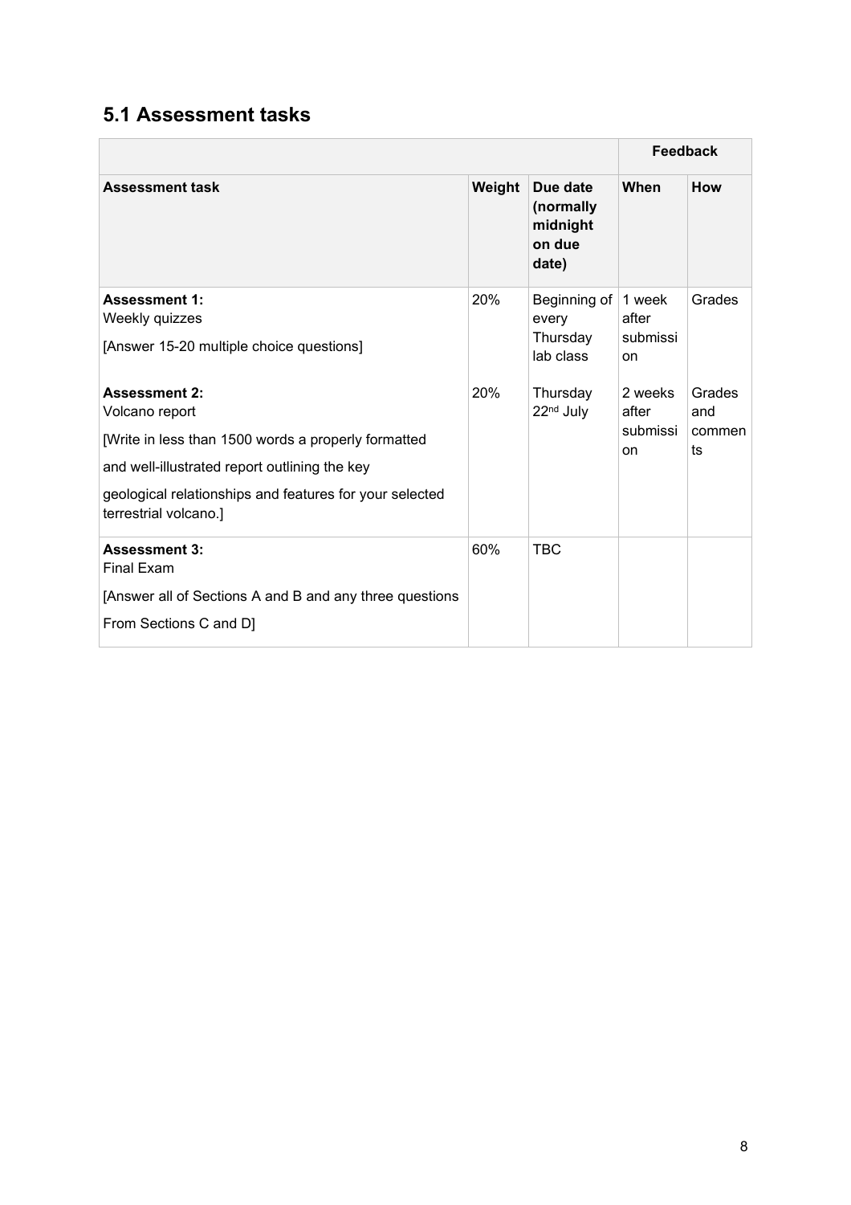## 5.1 Assessment tasks

| | | | Feedback | |
|---|---|---|---|---|
| **Assessment task** | **Weight** | **Due date (normally midnight on due date)** | **When** | **How** |
| **Assessment 1:** Weekly quizzes<br>[Answer 15-20 multiple choice questions] | 20% | Beginning of every Thursday lab class | 1 week after submission | Grades |
| **Assessment 2:** Volcano report<br>[Write in less than 1500 words a properly formatted and well-illustrated report outlining the key geological relationships and features for your selected terrestrial volcano.] | 20% | Thursday 22nd July | 2 weeks after submission | Grades and comments |
| **Assessment 3:** Final Exam<br>[Answer all of Sections A and B and any three questions From Sections C and D] | 60% | TBC | | |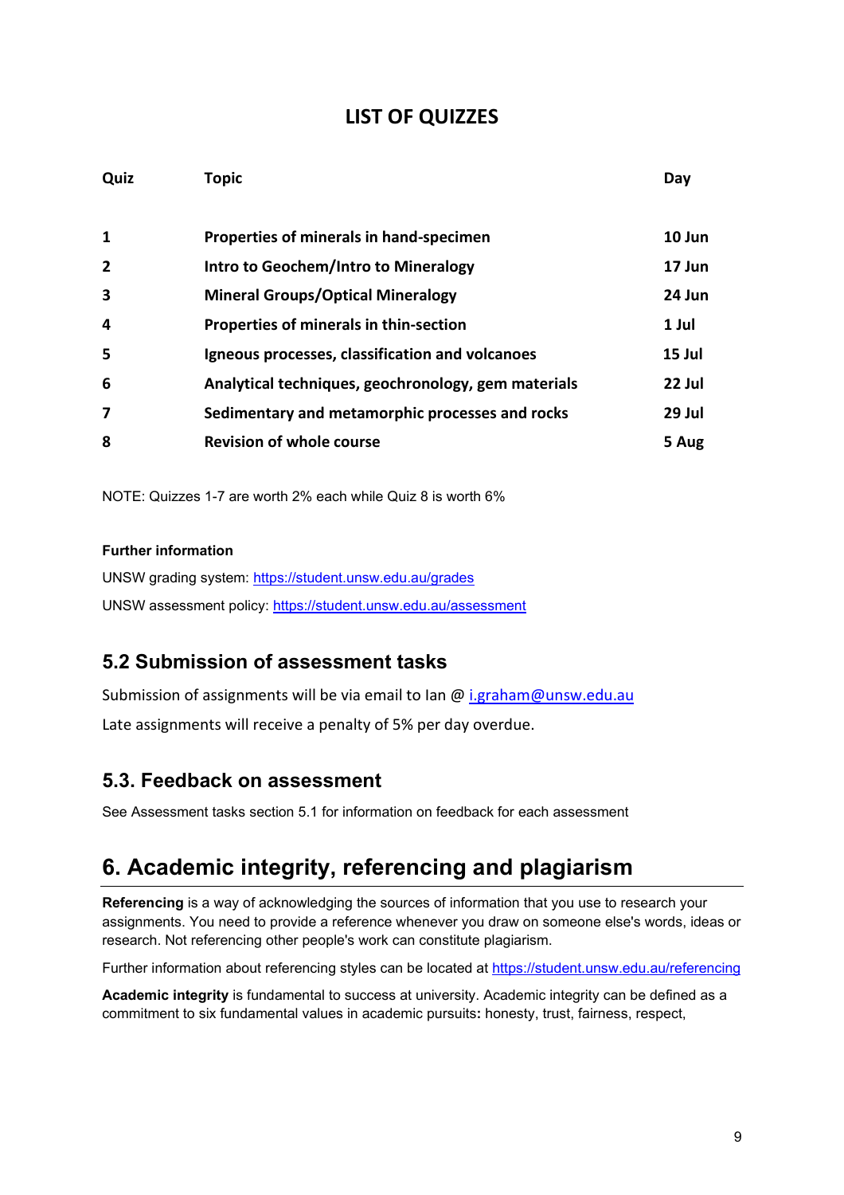## LIST OF QUIZZES

| Quiz | Topic | Day |
|---|---|---|
| 1 | Properties of minerals in hand-specimen | 10 Jun |
| 2 | Intro to Geochem/Intro to Mineralogy | 17 Jun |
| 3 | Mineral Groups/Optical Mineralogy | 24 Jun |
| 4 | Properties of minerals in thin-section | 1 Jul |
| 5 | Igneous processes, classification and volcanoes | 15 Jul |
| 6 | Analytical techniques, geochronology, gem materials | 22 Jul |
| 7 | Sedimentary and metamorphic processes and rocks | 29 Jul |
| 8 | Revision of whole course | 5 Aug |

NOTE: Quizzes 1-7 are worth 2% each while Quiz 8 is worth 6%

**Further information**

UNSW grading system: https://student.unsw.edu.au/grades

UNSW assessment policy: https://student.unsw.edu.au/assessment

## 5.2 Submission of assessment tasks

Submission of assignments will be via email to Ian @ i.graham@unsw.edu.au

Late assignments will receive a penalty of 5% per day overdue.

## 5.3. Feedback on assessment

See Assessment tasks section 5.1 for information on feedback for each assessment

# 6. Academic integrity, referencing and plagiarism

**Referencing** is a way of acknowledging the sources of information that you use to research your assignments. You need to provide a reference whenever you draw on someone else's words, ideas or research. Not referencing other people's work can constitute plagiarism.

Further information about referencing styles can be located at https://student.unsw.edu.au/referencing

**Academic integrity** is fundamental to success at university. Academic integrity can be defined as a commitment to six fundamental values in academic pursuits**:** honesty, trust, fairness, respect,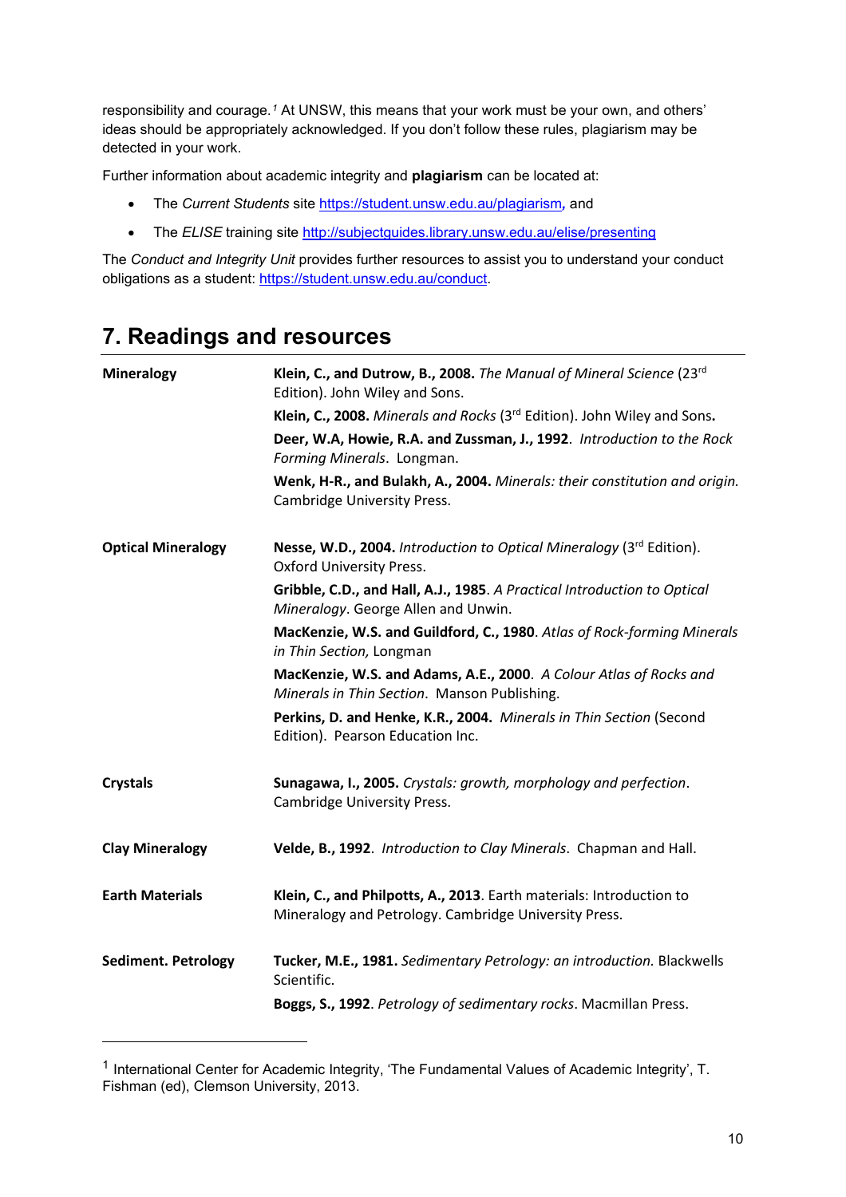responsibility and courage.[1] At UNSW, this means that your work must be your own, and others' ideas should be appropriately acknowledged. If you don't follow these rules, plagiarism may be detected in your work.

Further information about academic integrity and **plagiarism** can be located at:

- The *Current Students* site https://student.unsw.edu.au/plagiarism, and
- The *ELISE* training site http://subjectguides.library.unsw.edu.au/elise/presenting

The *Conduct and Integrity Unit* provides further resources to assist you to understand your conduct obligations as a student: https://student.unsw.edu.au/conduct.

## 7. Readings and resources

| | |
|---|---|
| **Mineralogy** | **Klein, C., and Dutrow, B., 2008.** *The Manual of Mineral Science* (23rd Edition). John Wiley and Sons. |
| | **Klein, C., 2008.** *Minerals and Rocks* (3rd Edition). John Wiley and Sons**.** |
| | **Deer, W.A, Howie, R.A. and Zussman, J., 1992**. *Introduction to the Rock Forming Minerals*. Longman. |
| | **Wenk, H-R., and Bulakh, A., 2004.** *Minerals: their constitution and origin.* Cambridge University Press. |
| **Optical Mineralogy** | **Nesse, W.D., 2004.** *Introduction to Optical Mineralogy* (3rd Edition). Oxford University Press. |
| | **Gribble, C.D., and Hall, A.J., 1985**. *A Practical Introduction to Optical Mineralogy*. George Allen and Unwin. |
| | **MacKenzie, W.S. and Guildford, C., 1980**. *Atlas of Rock-forming Minerals in Thin Section,* Longman |
| | **MacKenzie, W.S. and Adams, A.E., 2000**. *A Colour Atlas of Rocks and Minerals in Thin Section*. Manson Publishing. |
| | **Perkins, D. and Henke, K.R., 2004.** *Minerals in Thin Section* (Second Edition). Pearson Education Inc. |
| **Crystals** | **Sunagawa, I., 2005.** *Crystals: growth, morphology and perfection*. Cambridge University Press. |
| **Clay Mineralogy** | **Velde, B., 1992**. *Introduction to Clay Minerals*. Chapman and Hall. |
| **Earth Materials** | **Klein, C., and Philpotts, A., 2013**. Earth materials: Introduction to Mineralogy and Petrology. Cambridge University Press. |
| **Sediment. Petrology** | **Tucker, M.E., 1981.** *Sedimentary Petrology: an introduction.* Blackwells Scientific. |
| | **Boggs, S., 1992**. *Petrology of sedimentary rocks*. Macmillan Press. |

---

[1] International Center for Academic Integrity, 'The Fundamental Values of Academic Integrity', T. Fishman (ed), Clemson University, 2013.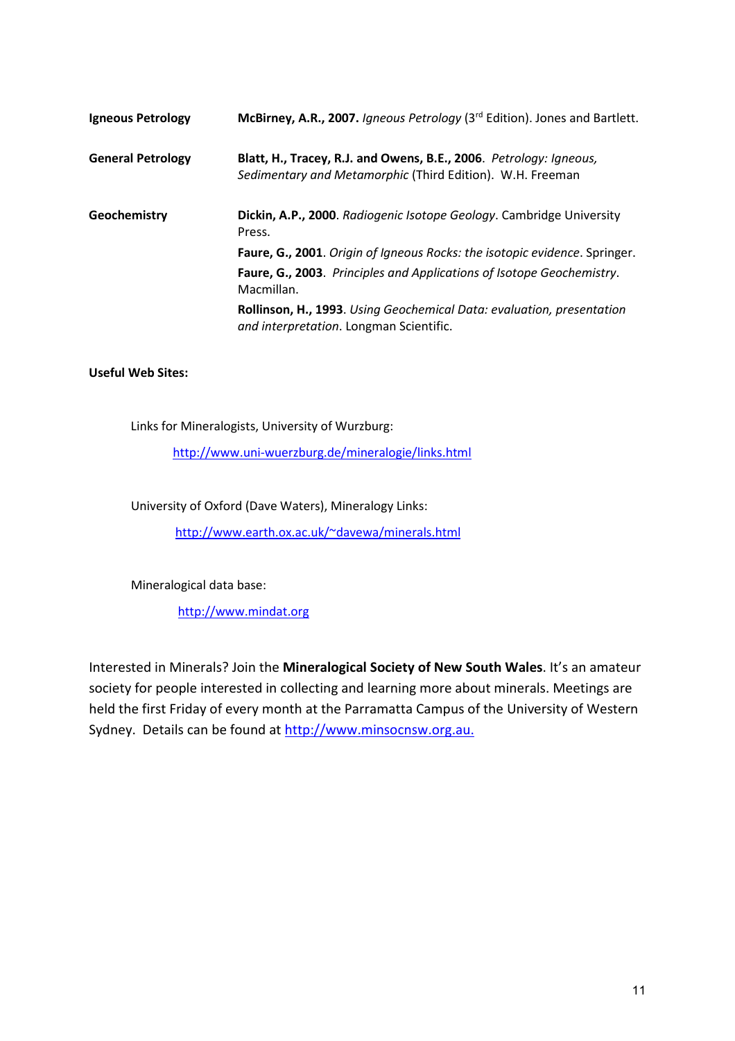| | |
|---|---|
| **Igneous Petrology** | **McBirney, A.R., 2007.** *Igneous Petrology* (3rd Edition). Jones and Bartlett. |
| **General Petrology** | **Blatt, H., Tracey, R.J. and Owens, B.E., 2006**. *Petrology: Igneous, Sedimentary and Metamorphic* (Third Edition). W.H. Freeman |
| **Geochemistry** | **Dickin, A.P., 2000**. *Radiogenic Isotope Geology*. Cambridge University Press. |
| | **Faure, G., 2001**. *Origin of Igneous Rocks: the isotopic evidence*. Springer. |
| | **Faure, G., 2003**. *Principles and Applications of Isotope Geochemistry*. Macmillan. |
| | **Rollinson, H., 1993**. *Using Geochemical Data: evaluation, presentation and interpretation*. Longman Scientific. |

**Useful Web Sites:**

Links for Mineralogists, University of Wurzburg:

http://www.uni-wuerzburg.de/mineralogie/links.html

University of Oxford (Dave Waters), Mineralogy Links:

http://www.earth.ox.ac.uk/~davewa/minerals.html

Mineralogical data base:

http://www.mindat.org

Interested in Minerals? Join the **Mineralogical Society of New South Wales**. It's an amateur society for people interested in collecting and learning more about minerals. Meetings are held the first Friday of every month at the Parramatta Campus of the University of Western Sydney. Details can be found at http://www.minsocnsw.org.au.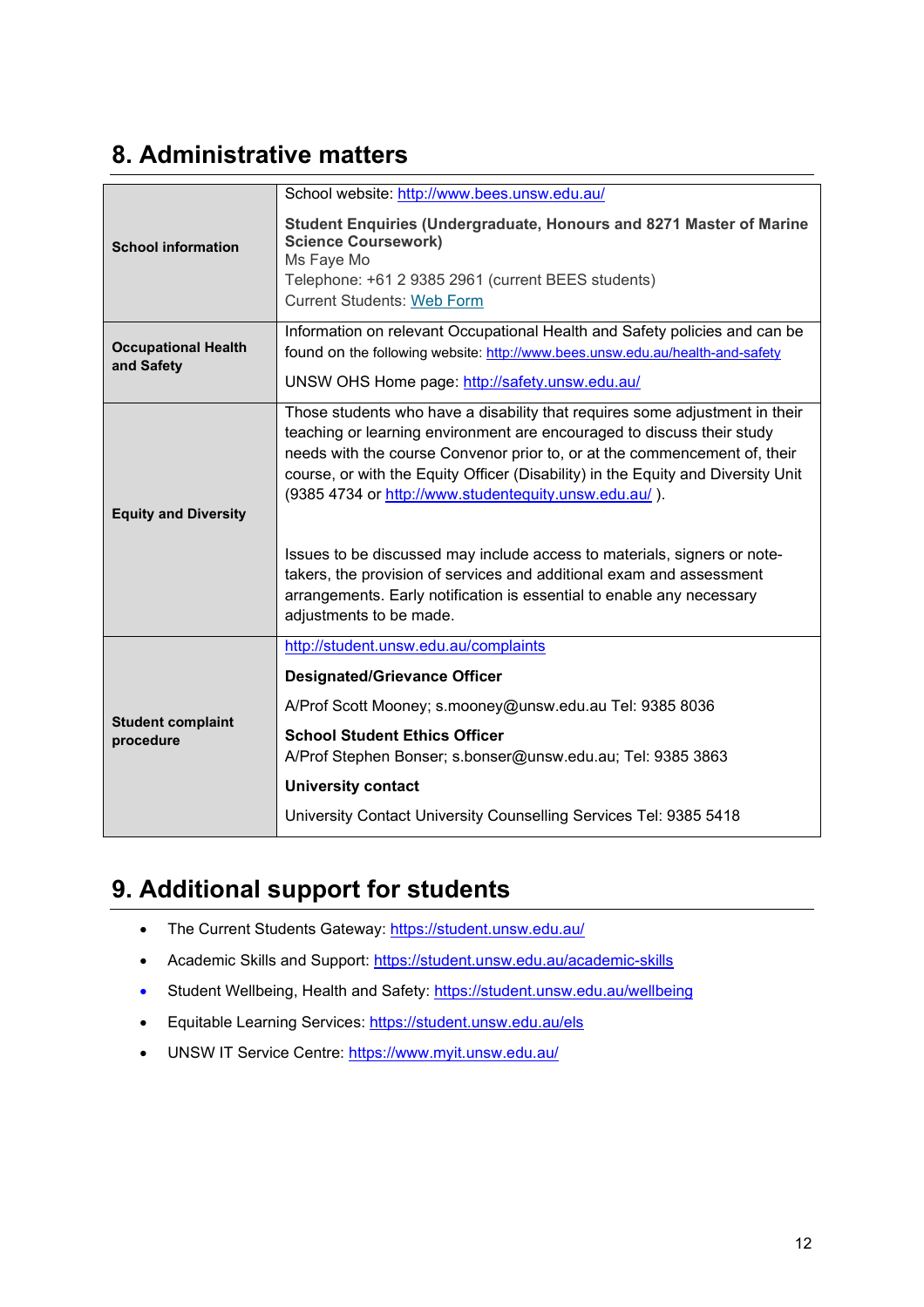## 8. Administrative matters

| | |
|---|---|
| **School information** | School website: http://www.bees.unsw.edu.au/<br><br>**Student Enquiries (Undergraduate, Honours and 8271 Master of Marine Science Coursework)**<br>Ms Faye Mo<br>Telephone: +61 2 9385 2961 (current BEES students)<br>Current Students: Web Form |
| **Occupational Health and Safety** | Information on relevant Occupational Health and Safety policies and can be found on the following website: http://www.bees.unsw.edu.au/health-and-safety<br><br>UNSW OHS Home page: http://safety.unsw.edu.au/ |
| **Equity and Diversity** | Those students who have a disability that requires some adjustment in their teaching or learning environment are encouraged to discuss their study needs with the course Convenor prior to, or at the commencement of, their course, or with the Equity Officer (Disability) in the Equity and Diversity Unit (9385 4734 or http://www.studentequity.unsw.edu.au/ ).<br><br>Issues to be discussed may include access to materials, signers or note-takers, the provision of services and additional exam and assessment arrangements. Early notification is essential to enable any necessary adjustments to be made. |
| **Student complaint procedure** | http://student.unsw.edu.au/complaints<br><br>**Designated/Grievance Officer**<br><br>A/Prof Scott Mooney; s.mooney@unsw.edu.au Tel: 9385 8036<br><br>**School Student Ethics Officer**<br>A/Prof Stephen Bonser; s.bonser@unsw.edu.au; Tel: 9385 3863<br><br>**University contact**<br><br>University Contact University Counselling Services Tel: 9385 5418 |

## 9. Additional support for students

- The Current Students Gateway: https://student.unsw.edu.au/
- Academic Skills and Support: https://student.unsw.edu.au/academic-skills
- Student Wellbeing, Health and Safety: https://student.unsw.edu.au/wellbeing
- Equitable Learning Services: https://student.unsw.edu.au/els
- UNSW IT Service Centre: https://www.myit.unsw.edu.au/